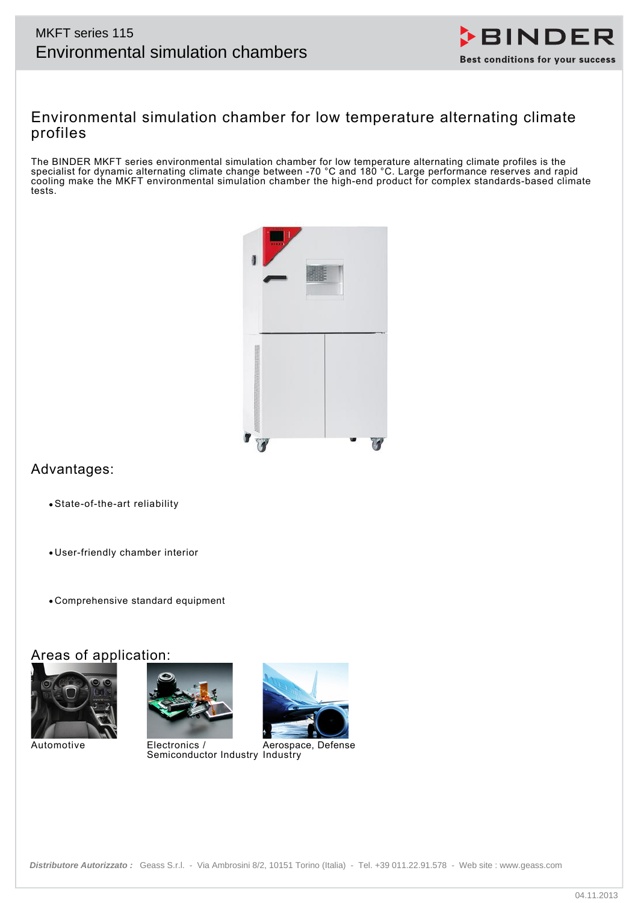MKFT series 115

Environmental simulation chambers

# Environmental simulation chamber for low temperature alternating climate profiles

The BINDER MKFT series environmental simulation chamber for low temperature alternating climate profiles is the specialist for dynamic alternating climate change between -70 °C and 180 °C. Large performance reserves and rapid cooling make the MKFT environmental simulation chamber the high-end product for complex standards-based climate tests.

## Advantages:

- State-of-the-art reliability
- User-friendly chamber interior
- Comprehensive standard equipment

## Areas of application:

Automotive

Electronics / Semiconductor Industry

Aerospace, Defense Industry

*Distributore Autorizzato :* Geass S.r.l. - Via Ambrosini 8/2, 10151 Torino (Italia) - Tel. +39 011.22.91.578 - Web site : www.geass.com

04.11.2013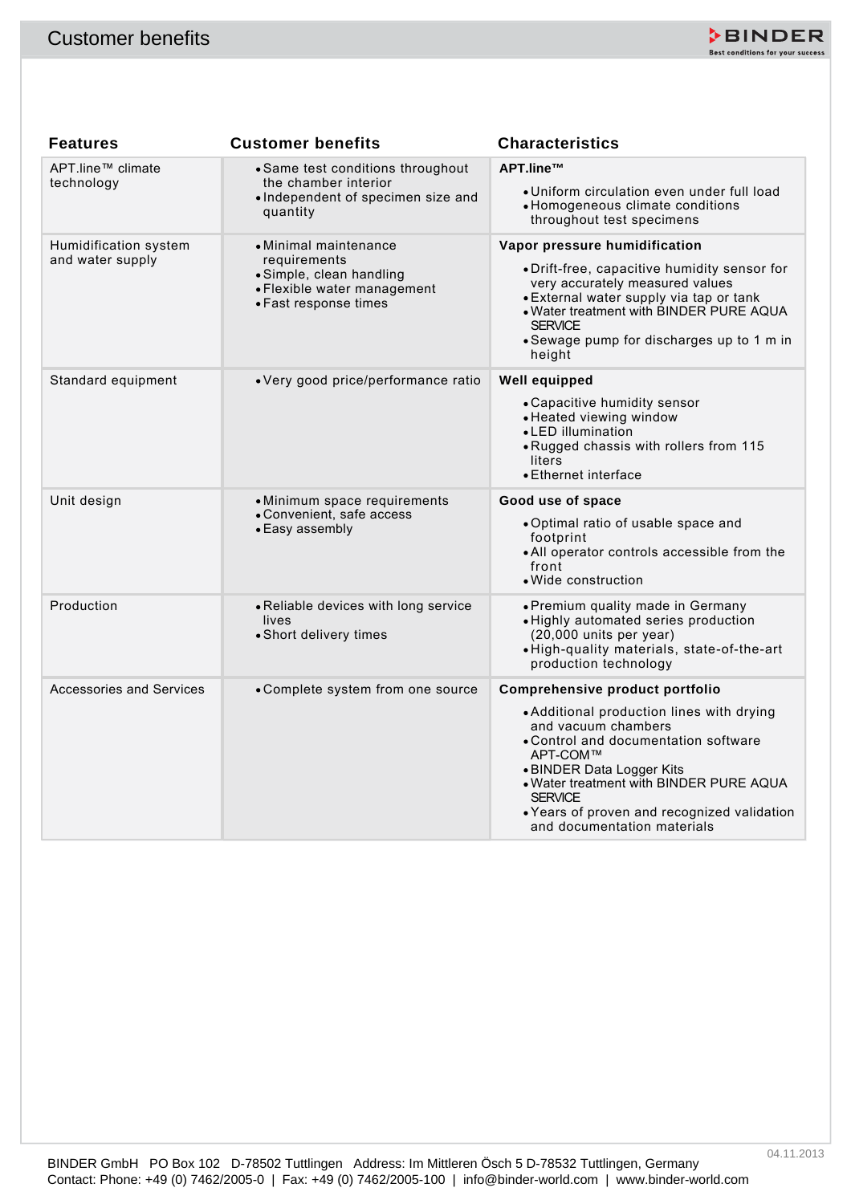## Customer benefits

| Features | Customer benefits | Characteristics |
|---|---|---|
| APT.line™ climate technology | • Same test conditions throughout the chamber interior<br>• Independent of specimen size and quantity | **APT.line™**<br>• Uniform circulation even under full load<br>• Homogeneous climate conditions throughout test specimens |
| Humidification system and water supply | • Minimal maintenance requirements<br>• Simple, clean handling<br>• Flexible water management<br>• Fast response times | **Vapor pressure humidification**<br>• Drift-free, capacitive humidity sensor for very accurately measured values<br>• External water supply via tap or tank<br>• Water treatment with BINDER PURE AQUA SERVICE<br>• Sewage pump for discharges up to 1 m in height |
| Standard equipment | • Very good price/performance ratio | **Well equipped**<br>• Capacitive humidity sensor<br>• Heated viewing window<br>• LED illumination<br>• Rugged chassis with rollers from 115 liters<br>• Ethernet interface |
| Unit design | • Minimum space requirements<br>• Convenient, safe access<br>• Easy assembly | **Good use of space**<br>• Optimal ratio of usable space and footprint<br>• All operator controls accessible from the front<br>• Wide construction |
| Production | • Reliable devices with long service lives<br>• Short delivery times | • Premium quality made in Germany<br>• Highly automated series production (20,000 units per year)<br>• High-quality materials, state-of-the-art production technology |
| Accessories and Services | • Complete system from one source | **Comprehensive product portfolio**<br>• Additional production lines with drying and vacuum chambers<br>• Control and documentation software APT-COM™<br>• BINDER Data Logger Kits<br>• Water treatment with BINDER PURE AQUA SERVICE<br>• Years of proven and recognized validation and documentation materials |

04.11.2013

BINDER GmbH PO Box 102 D-78502 Tuttlingen Address: Im Mittleren Ösch 5 D-78532 Tuttlingen, Germany
Contact: Phone: +49 (0) 7462/2005-0 | Fax: +49 (0) 7462/2005-100 | info@binder-world.com | www.binder-world.com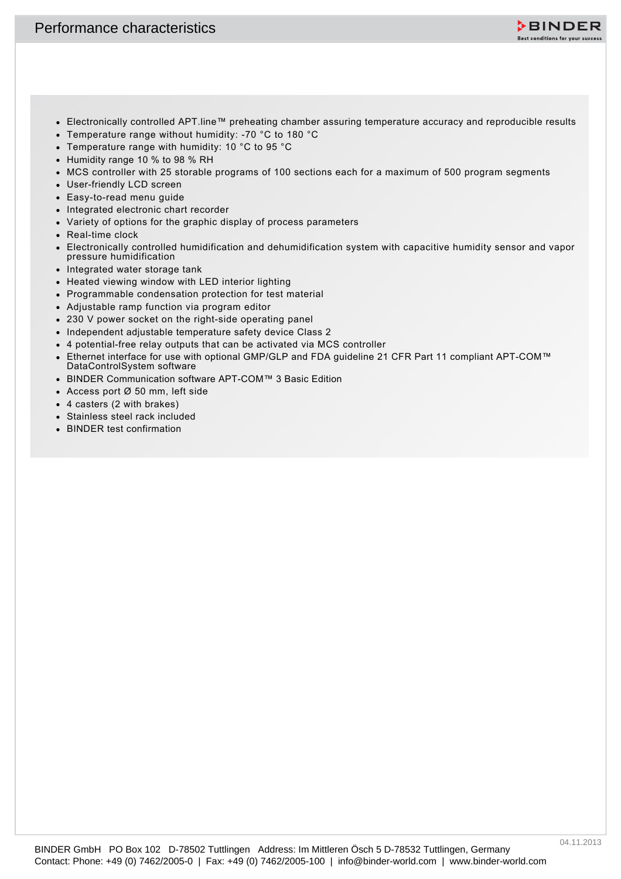# Performance characteristics

- Electronically controlled APT.line™ preheating chamber assuring temperature accuracy and reproducible results
- Temperature range without humidity: -70 °C to 180 °C
- Temperature range with humidity: 10 °C to 95 °C
- Humidity range 10 % to 98 % RH
- MCS controller with 25 storable programs of 100 sections each for a maximum of 500 program segments
- User-friendly LCD screen
- Easy-to-read menu guide
- Integrated electronic chart recorder
- Variety of options for the graphic display of process parameters
- Real-time clock
- Electronically controlled humidification and dehumidification system with capacitive humidity sensor and vapor pressure humidification
- Integrated water storage tank
- Heated viewing window with LED interior lighting
- Programmable condensation protection for test material
- Adjustable ramp function via program editor
- 230 V power socket on the right-side operating panel
- Independent adjustable temperature safety device Class 2
- 4 potential-free relay outputs that can be activated via MCS controller
- Ethernet interface for use with optional GMP/GLP and FDA guideline 21 CFR Part 11 compliant APT-COM™ DataControlSystem software
- BINDER Communication software APT-COM™ 3 Basic Edition
- Access port Ø 50 mm, left side
- 4 casters (2 with brakes)
- Stainless steel rack included
- BINDER test confirmation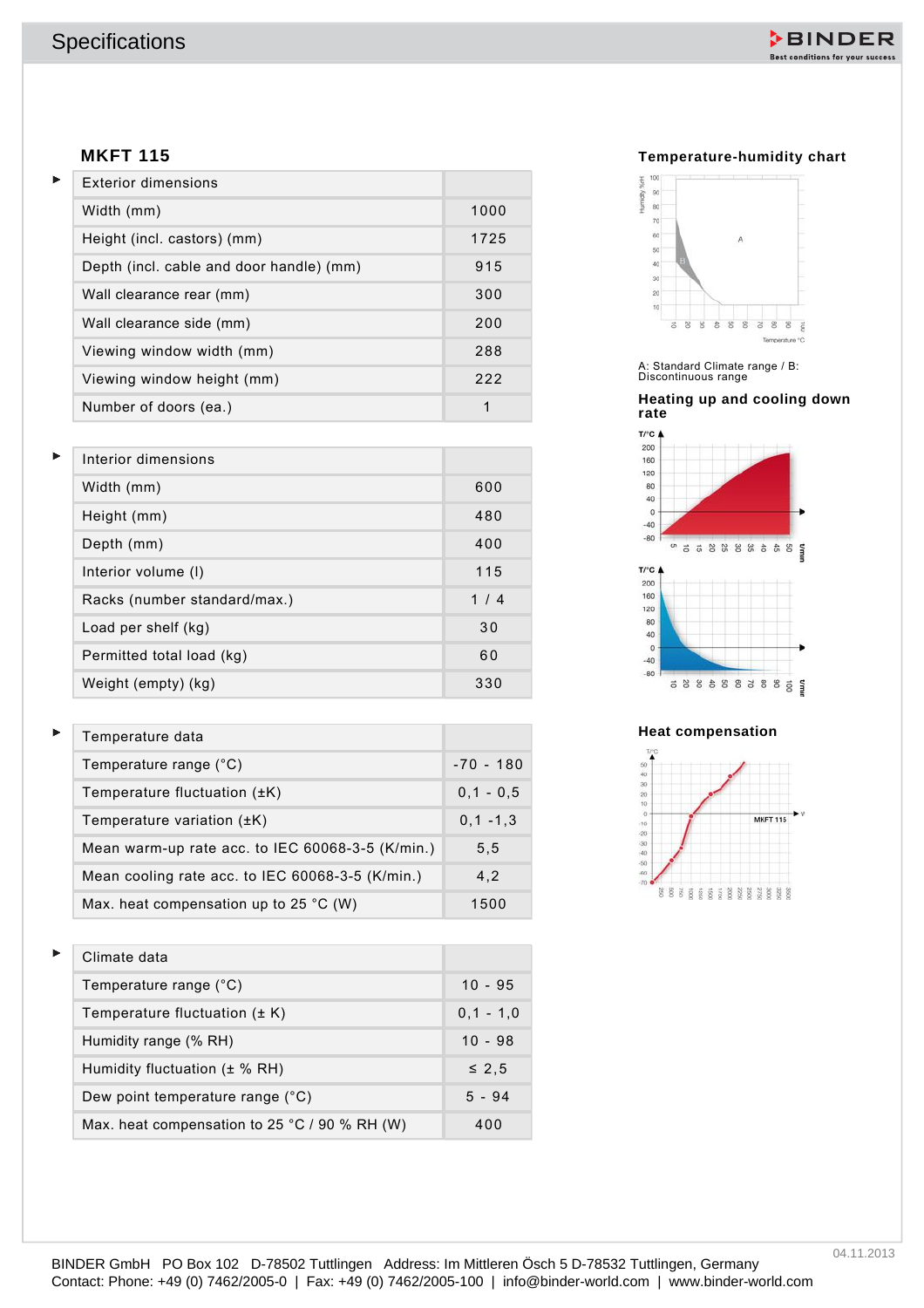## Specifications

### MKFT 115

| Exterior dimensions | |
|---|---|
| Width (mm) | 1000 |
| Height (incl. castors) (mm) | 1725 |
| Depth (incl. cable and door handle) (mm) | 915 |
| Wall clearance rear (mm) | 300 |
| Wall clearance side (mm) | 200 |
| Viewing window width (mm) | 288 |
| Viewing window height (mm) | 222 |
| Number of doors (ea.) | 1 |

| Interior dimensions | |
|---|---|
| Width (mm) | 600 |
| Height (mm) | 480 |
| Depth (mm) | 400 |
| Interior volume (l) | 115 |
| Racks (number standard/max.) | 1 / 4 |
| Load per shelf (kg) | 30 |
| Permitted total load (kg) | 60 |
| Weight (empty) (kg) | 330 |

| Temperature data | |
|---|---|
| Temperature range (°C) | -70 - 180 |
| Temperature fluctuation (±K) | 0,1 - 0,5 |
| Temperature variation (±K) | 0,1 -1,3 |
| Mean warm-up rate acc. to IEC 60068-3-5 (K/min.) | 5,5 |
| Mean cooling rate acc. to IEC 60068-3-5 (K/min.) | 4,2 |
| Max. heat compensation up to 25 °C (W) | 1500 |

| Climate data | |
|---|---|
| Temperature range (°C) | 10 - 95 |
| Temperature fluctuation (± K) | 0,1 - 1,0 |
| Humidity range (% RH) | 10 - 98 |
| Humidity fluctuation (± % RH) | ≤ 2,5 |
| Dew point temperature range (°C) | 5 - 94 |
| Max. heat compensation to 25 °C / 90 % RH (W) | 400 |

### Temperature-humidity chart

A: Standard Climate range / B: Discontinuous range

### Heating up and cooling down rate

### Heat compensation

BINDER GmbH PO Box 102 D-78502 Tuttlingen Address: Im Mittleren Ösch 5 D-78532 Tuttlingen, Germany
Contact: Phone: +49 (0) 7462/2005-0 | Fax: +49 (0) 7462/2005-100 | info@binder-world.com | www.binder-world.com

04.11.2013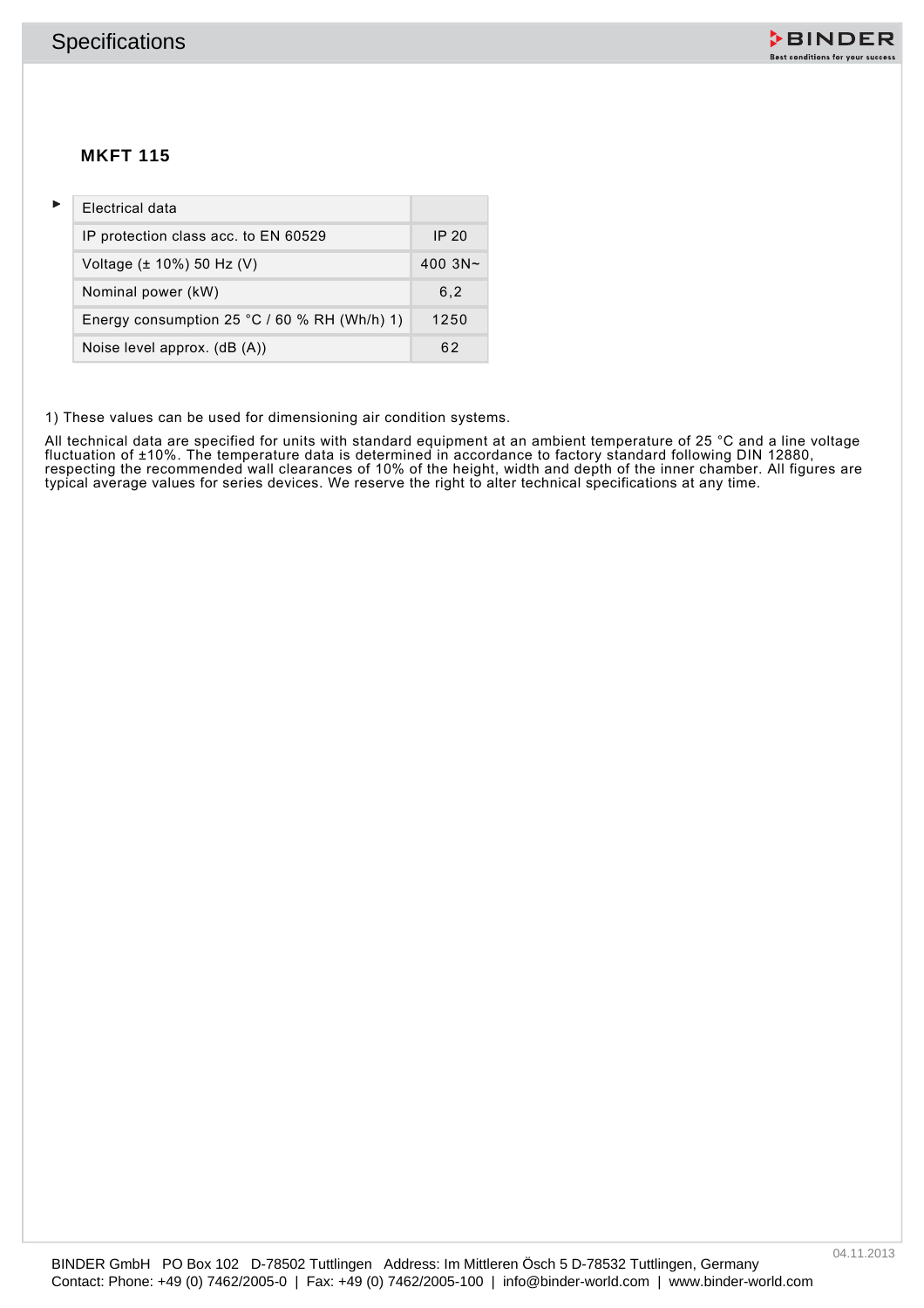## MKFT 115

| Electrical data | |
|---|---|
| IP protection class acc. to EN 60529 | IP 20 |
| Voltage (± 10%) 50 Hz (V) | 400 3N~ |
| Nominal power (kW) | 6,2 |
| Energy consumption 25 °C / 60 % RH (Wh/h) 1) | 1250 |
| Noise level approx. (dB (A)) | 62 |

1) These values can be used for dimensioning air condition systems.

All technical data are specified for units with standard equipment at an ambient temperature of 25 °C and a line voltage fluctuation of ±10%. The temperature data is determined in accordance to factory standard following DIN 12880, respecting the recommended wall clearances of 10% of the height, width and depth of the inner chamber. All figures are typical average values for series devices. We reserve the right to alter technical specifications at any time.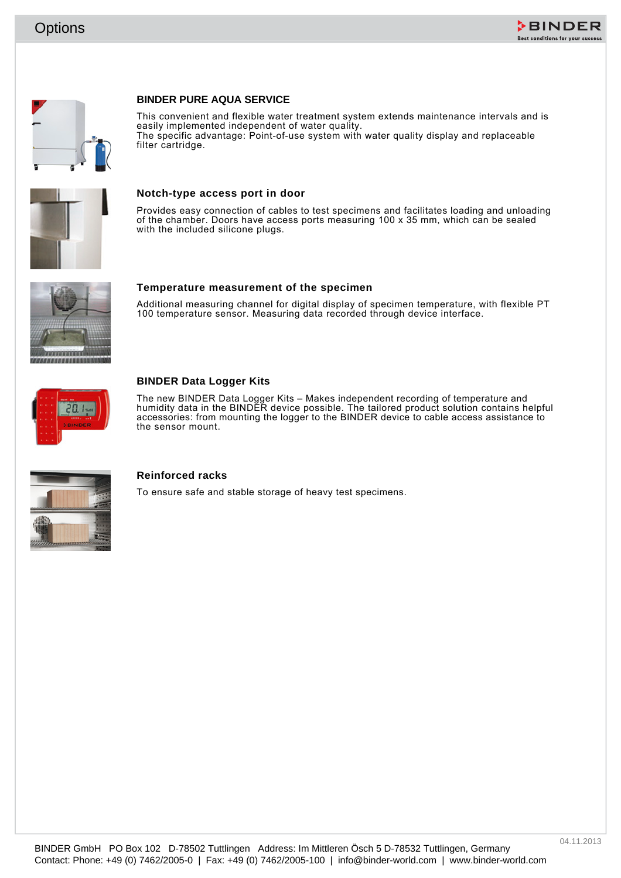# Options

### BINDER PURE AQUA SERVICE

This convenient and flexible water treatment system extends maintenance intervals and is easily implemented independent of water quality.
The specific advantage: Point-of-use system with water quality display and replaceable filter cartridge.

### Notch-type access port in door

Provides easy connection of cables to test specimens and facilitates loading and unloading of the chamber. Doors have access ports measuring 100 x 35 mm, which can be sealed with the included silicone plugs.

### Temperature measurement of the specimen

Additional measuring channel for digital display of specimen temperature, with flexible PT 100 temperature sensor. Measuring data recorded through device interface.

### BINDER Data Logger Kits

The new BINDER Data Logger Kits – Makes independent recording of temperature and humidity data in the BINDER device possible. The tailored product solution contains helpful accessories: from mounting the logger to the BINDER device to cable access assistance to the sensor mount.

### Reinforced racks

To ensure safe and stable storage of heavy test specimens.

04.11.2013

BINDER GmbH PO Box 102 D-78502 Tuttlingen Address: Im Mittleren Ösch 5 D-78532 Tuttlingen, Germany
Contact: Phone: +49 (0) 7462/2005-0 | Fax: +49 (0) 7462/2005-100 | info@binder-world.com | www.binder-world.com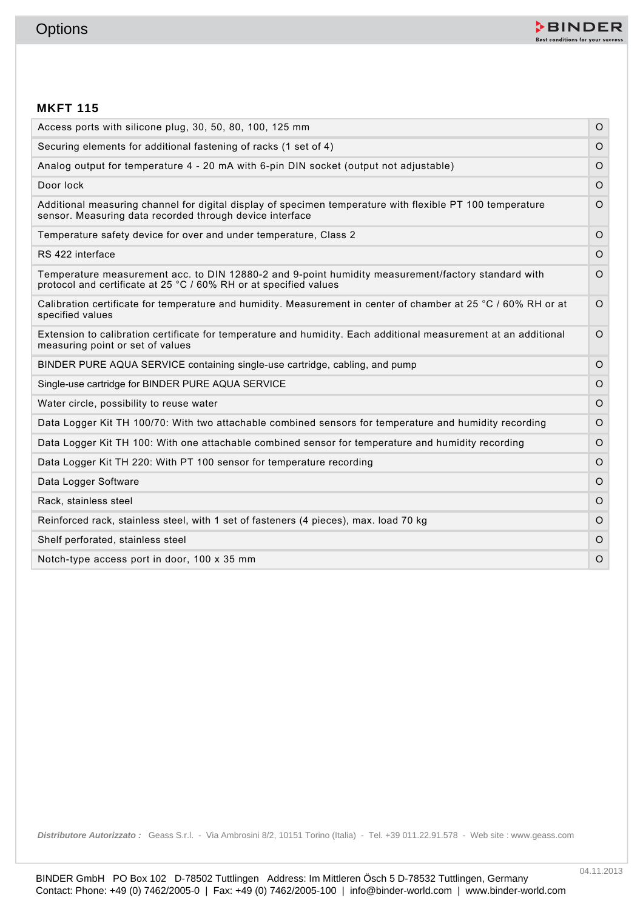# Options

### MKFT 115

| | |
|---|---|
| Access ports with silicone plug, 30, 50, 80, 100, 125 mm | O |
| Securing elements for additional fastening of racks (1 set of 4) | O |
| Analog output for temperature 4 - 20 mA with 6-pin DIN socket (output not adjustable) | O |
| Door lock | O |
| Additional measuring channel for digital display of specimen temperature with flexible PT 100 temperature sensor. Measuring data recorded through device interface | O |
| Temperature safety device for over and under temperature, Class 2 | O |
| RS 422 interface | O |
| Temperature measurement acc. to DIN 12880-2 and 9-point humidity measurement/factory standard with protocol and certificate at 25 °C / 60% RH or at specified values | O |
| Calibration certificate for temperature and humidity. Measurement in center of chamber at 25 °C / 60% RH or at specified values | O |
| Extension to calibration certificate for temperature and humidity. Each additional measurement at an additional measuring point or set of values | O |
| BINDER PURE AQUA SERVICE containing single-use cartridge, cabling, and pump | O |
| Single-use cartridge for BINDER PURE AQUA SERVICE | O |
| Water circle, possibility to reuse water | O |
| Data Logger Kit TH 100/70: With two attachable combined sensors for temperature and humidity recording | O |
| Data Logger Kit TH 100: With one attachable combined sensor for temperature and humidity recording | O |
| Data Logger Kit TH 220: With PT 100 sensor for temperature recording | O |
| Data Logger Software | O |
| Rack, stainless steel | O |
| Reinforced rack, stainless steel, with 1 set of fasteners (4 pieces), max. load 70 kg | O |
| Shelf perforated, stainless steel | O |
| Notch-type access port in door, 100 x 35 mm | O |

*Distributore Autorizzato :* Geass S.r.l. - Via Ambrosini 8/2, 10151 Torino (Italia) - Tel. +39 011.22.91.578 - Web site : www.geass.com

04.11.2013

BINDER GmbH PO Box 102 D-78502 Tuttlingen Address: Im Mittleren Ösch 5 D-78532 Tuttlingen, Germany
Contact: Phone: +49 (0) 7462/2005-0 | Fax: +49 (0) 7462/2005-100 | info@binder-world.com | www.binder-world.com